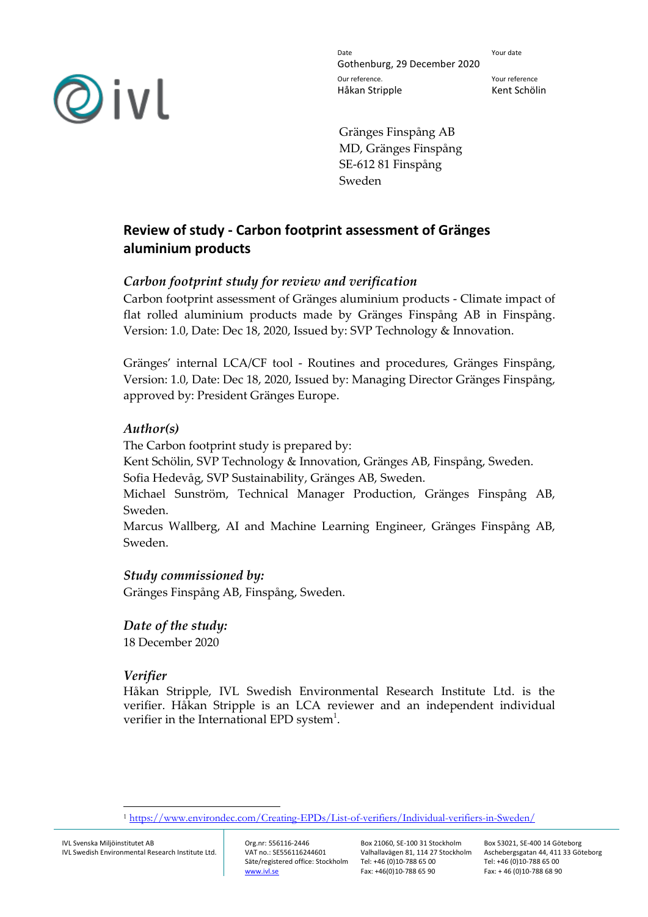| Date | Your date |
| --- | --- |
| Gothenburg, 29 December 2020 | |
| Our reference. | Your reference |
| Håkan Stripple | Kent Schölin |

Gränges Finspång AB
MD, Gränges Finspång
SE-612 81 Finspång
Sweden

# Review of study - Carbon footprint assessment of Gränges aluminium products

### *Carbon footprint study for review and verification*

Carbon footprint assessment of Gränges aluminium products - Climate impact of flat rolled aluminium products made by Gränges Finspång AB in Finspång. Version: 1.0, Date: Dec 18, 2020, Issued by: SVP Technology & Innovation.

Gränges' internal LCA/CF tool - Routines and procedures, Gränges Finspång, Version: 1.0, Date: Dec 18, 2020, Issued by: Managing Director Gränges Finspång, approved by: President Gränges Europe.

### *Author(s)*

The Carbon footprint study is prepared by:
Kent Schölin, SVP Technology & Innovation, Gränges AB, Finspång, Sweden.
Sofia Hedevåg, SVP Sustainability, Gränges AB, Sweden.
Michael Sunström, Technical Manager Production, Gränges Finspång AB, Sweden.
Marcus Wallberg, AI and Machine Learning Engineer, Gränges Finspång AB, Sweden.

### *Study commissioned by:*

Gränges Finspång AB, Finspång, Sweden.

### *Date of the study:*

18 December 2020

### *Verifier*

Håkan Stripple, IVL Swedish Environmental Research Institute Ltd. is the verifier. Håkan Stripple is an LCA reviewer and an independent individual verifier in the International EPD system[1].

[1] https://www.environdec.com/Creating-EPDs/List-of-verifiers/Individual-verifiers-in-Sweden/

IVL Svenska Miljöinstitutet AB
IVL Swedish Environmental Research Institute Ltd.

Org.nr: 556116-2446
VAT no.: SE556116244601
Säte/registered office: Stockholm
www.ivl.se

Box 21060, SE-100 31 Stockholm
Valhallavägen 81, 114 27 Stockholm
Tel: +46 (0)10-788 65 00
Fax: +46(0)10-788 65 90

Box 53021, SE-400 14 Göteborg
Aschebergsgatan 44, 411 33 Göteborg
Tel: +46 (0)10-788 65 00
Fax: + 46 (0)10-788 68 90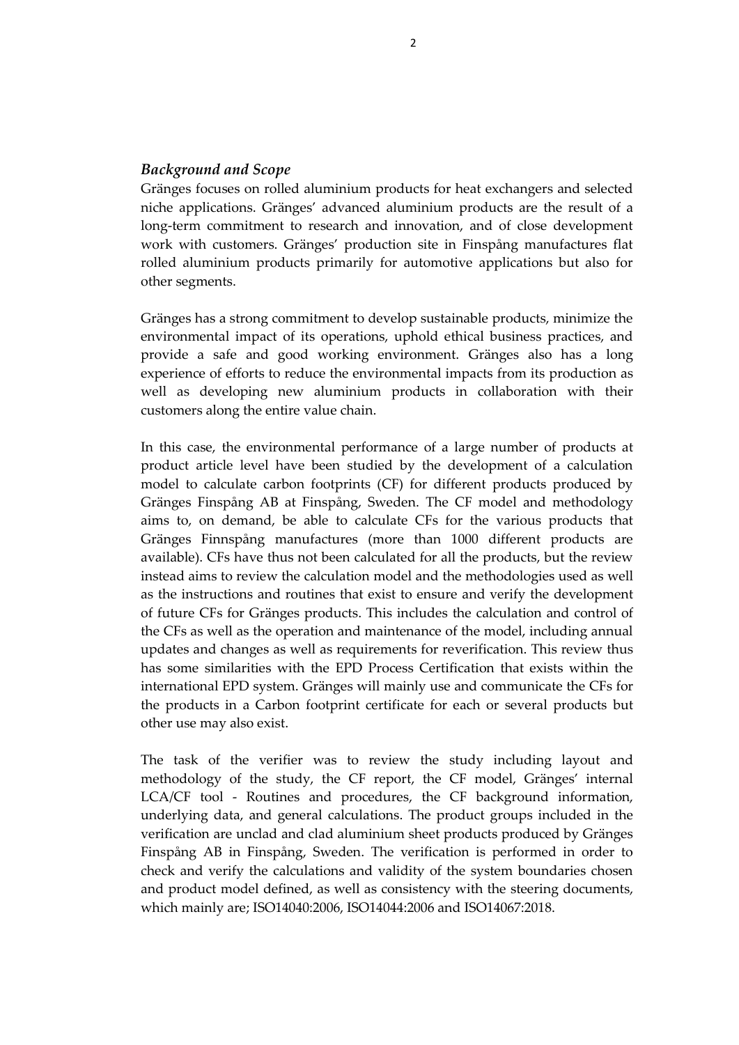### *Background and Scope*

Gränges focuses on rolled aluminium products for heat exchangers and selected niche applications. Gränges' advanced aluminium products are the result of a long-term commitment to research and innovation, and of close development work with customers. Gränges' production site in Finspång manufactures flat rolled aluminium products primarily for automotive applications but also for other segments.

Gränges has a strong commitment to develop sustainable products, minimize the environmental impact of its operations, uphold ethical business practices, and provide a safe and good working environment. Gränges also has a long experience of efforts to reduce the environmental impacts from its production as well as developing new aluminium products in collaboration with their customers along the entire value chain.

In this case, the environmental performance of a large number of products at product article level have been studied by the development of a calculation model to calculate carbon footprints (CF) for different products produced by Gränges Finspång AB at Finspång, Sweden. The CF model and methodology aims to, on demand, be able to calculate CFs for the various products that Gränges Finnspång manufactures (more than 1000 different products are available). CFs have thus not been calculated for all the products, but the review instead aims to review the calculation model and the methodologies used as well as the instructions and routines that exist to ensure and verify the development of future CFs for Gränges products. This includes the calculation and control of the CFs as well as the operation and maintenance of the model, including annual updates and changes as well as requirements for reverification. This review thus has some similarities with the EPD Process Certification that exists within the international EPD system. Gränges will mainly use and communicate the CFs for the products in a Carbon footprint certificate for each or several products but other use may also exist.

The task of the verifier was to review the study including layout and methodology of the study, the CF report, the CF model, Gränges' internal LCA/CF tool - Routines and procedures, the CF background information, underlying data, and general calculations. The product groups included in the verification are unclad and clad aluminium sheet products produced by Gränges Finspång AB in Finspång, Sweden. The verification is performed in order to check and verify the calculations and validity of the system boundaries chosen and product model defined, as well as consistency with the steering documents, which mainly are; ISO14040:2006, ISO14044:2006 and ISO14067:2018.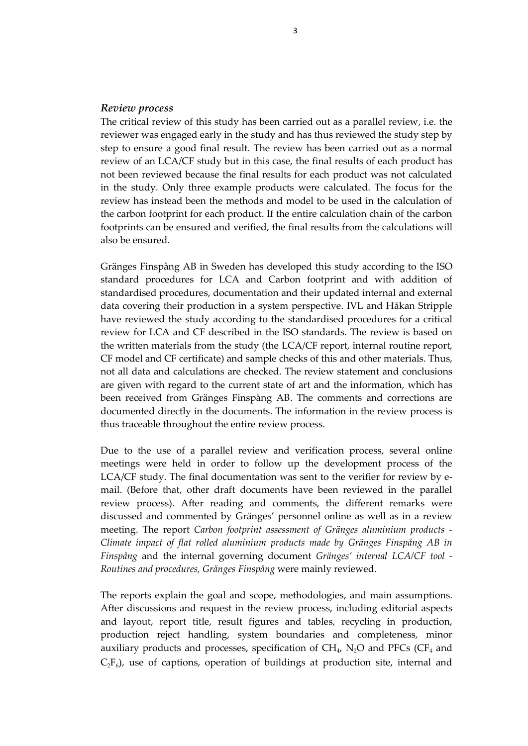### *Review process*

The critical review of this study has been carried out as a parallel review, i.e. the reviewer was engaged early in the study and has thus reviewed the study step by step to ensure a good final result. The review has been carried out as a normal review of an LCA/CF study but in this case, the final results of each product has not been reviewed because the final results for each product was not calculated in the study. Only three example products were calculated. The focus for the review has instead been the methods and model to be used in the calculation of the carbon footprint for each product. If the entire calculation chain of the carbon footprints can be ensured and verified, the final results from the calculations will also be ensured.

Gränges Finspång AB in Sweden has developed this study according to the ISO standard procedures for LCA and Carbon footprint and with addition of standardised procedures, documentation and their updated internal and external data covering their production in a system perspective. IVL and Håkan Stripple have reviewed the study according to the standardised procedures for a critical review for LCA and CF described in the ISO standards. The review is based on the written materials from the study (the LCA/CF report, internal routine report, CF model and CF certificate) and sample checks of this and other materials. Thus, not all data and calculations are checked. The review statement and conclusions are given with regard to the current state of art and the information, which has been received from Gränges Finspång AB. The comments and corrections are documented directly in the documents. The information in the review process is thus traceable throughout the entire review process.

Due to the use of a parallel review and verification process, several online meetings were held in order to follow up the development process of the LCA/CF study. The final documentation was sent to the verifier for review by e-mail. (Before that, other draft documents have been reviewed in the parallel review process). After reading and comments, the different remarks were discussed and commented by Gränges' personnel online as well as in a review meeting. The report *Carbon footprint assessment of Gränges aluminium products - Climate impact of flat rolled aluminium products made by Gränges Finspång AB in Finspång* and the internal governing document *Gränges' internal LCA/CF tool - Routines and procedures, Gränges Finspång* were mainly reviewed.

The reports explain the goal and scope, methodologies, and main assumptions. After discussions and request in the review process, including editorial aspects and layout, report title, result figures and tables, recycling in production, production reject handling, system boundaries and completeness, minor auxiliary products and processes, specification of $CH_4$, $N_2O$ and PFCs ($CF_4$ and $C_2F_6$), use of captions, operation of buildings at production site, internal and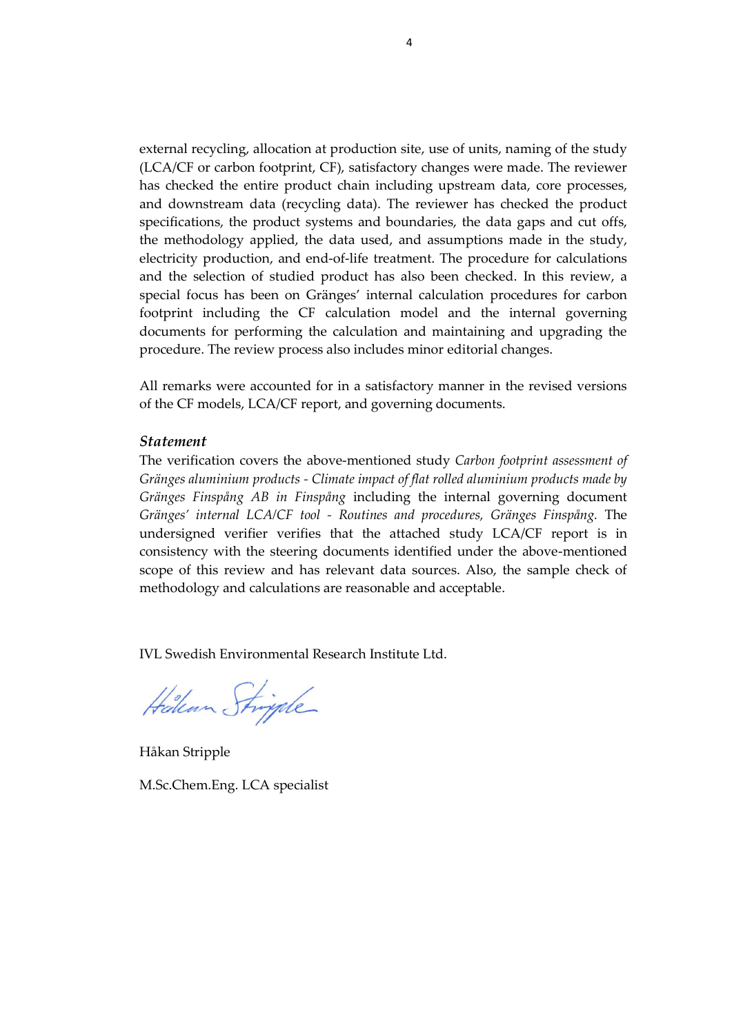external recycling, allocation at production site, use of units, naming of the study (LCA/CF or carbon footprint, CF), satisfactory changes were made. The reviewer has checked the entire product chain including upstream data, core processes, and downstream data (recycling data). The reviewer has checked the product specifications, the product systems and boundaries, the data gaps and cut offs, the methodology applied, the data used, and assumptions made in the study, electricity production, and end-of-life treatment. The procedure for calculations and the selection of studied product has also been checked. In this review, a special focus has been on Gränges' internal calculation procedures for carbon footprint including the CF calculation model and the internal governing documents for performing the calculation and maintaining and upgrading the procedure. The review process also includes minor editorial changes.

All remarks were accounted for in a satisfactory manner in the revised versions of the CF models, LCA/CF report, and governing documents.

***Statement***

The verification covers the above-mentioned study *Carbon footprint assessment of Gränges aluminium products - Climate impact of flat rolled aluminium products made by Gränges Finspång AB in Finspång* including the internal governing document *Gränges' internal LCA/CF tool - Routines and procedures, Gränges Finspång.* The undersigned verifier verifies that the attached study LCA/CF report is in consistency with the steering documents identified under the above-mentioned scope of this review and has relevant data sources. Also, the sample check of methodology and calculations are reasonable and acceptable.

IVL Swedish Environmental Research Institute Ltd.

Håkan Stripple

M.Sc.Chem.Eng. LCA specialist